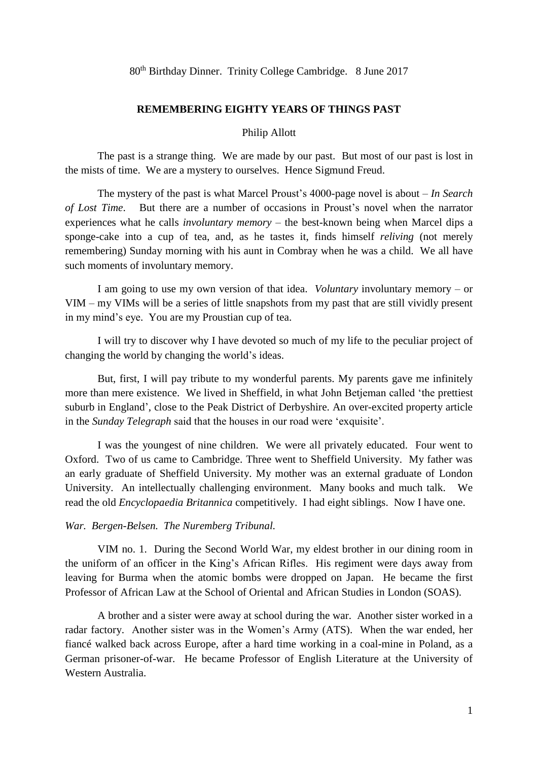80th Birthday Dinner. Trinity College Cambridge. 8 June 2017

# REMEMBERING EIGHTY YEARS OF THINGS PAST

Philip Allott

The past is a strange thing. We are made by our past. But most of our past is lost in the mists of time. We are a mystery to ourselves. Hence Sigmund Freud.

The mystery of the past is what Marcel Proust's 4000-page novel is about – *In Search of Lost Time*. But there are a number of occasions in Proust's novel when the narrator experiences what he calls *involuntary memory* – the best-known being when Marcel dips a sponge-cake into a cup of tea, and, as he tastes it, finds himself *reliving* (not merely remembering) Sunday morning with his aunt in Combray when he was a child. We all have such moments of involuntary memory.

I am going to use my own version of that idea. *Voluntary* involuntary memory – or VIM – my VIMs will be a series of little snapshots from my past that are still vividly present in my mind's eye. You are my Proustian cup of tea.

I will try to discover why I have devoted so much of my life to the peculiar project of changing the world by changing the world's ideas.

But, first, I will pay tribute to my wonderful parents. My parents gave me infinitely more than mere existence. We lived in Sheffield, in what John Betjeman called 'the prettiest suburb in England', close to the Peak District of Derbyshire. An over-excited property article in the *Sunday Telegraph* said that the houses in our road were 'exquisite'.

I was the youngest of nine children. We were all privately educated. Four went to Oxford. Two of us came to Cambridge. Three went to Sheffield University. My father was an early graduate of Sheffield University. My mother was an external graduate of London University. An intellectually challenging environment. Many books and much talk. We read the old *Encyclopaedia Britannica* competitively. I had eight siblings. Now I have one.

*War. Bergen-Belsen. The Nuremberg Tribunal.*

VIM no. 1. During the Second World War, my eldest brother in our dining room in the uniform of an officer in the King's African Rifles. His regiment were days away from leaving for Burma when the atomic bombs were dropped on Japan. He became the first Professor of African Law at the School of Oriental and African Studies in London (SOAS).

A brother and a sister were away at school during the war. Another sister worked in a radar factory. Another sister was in the Women's Army (ATS). When the war ended, her fiancé walked back across Europe, after a hard time working in a coal-mine in Poland, as a German prisoner-of-war. He became Professor of English Literature at the University of Western Australia.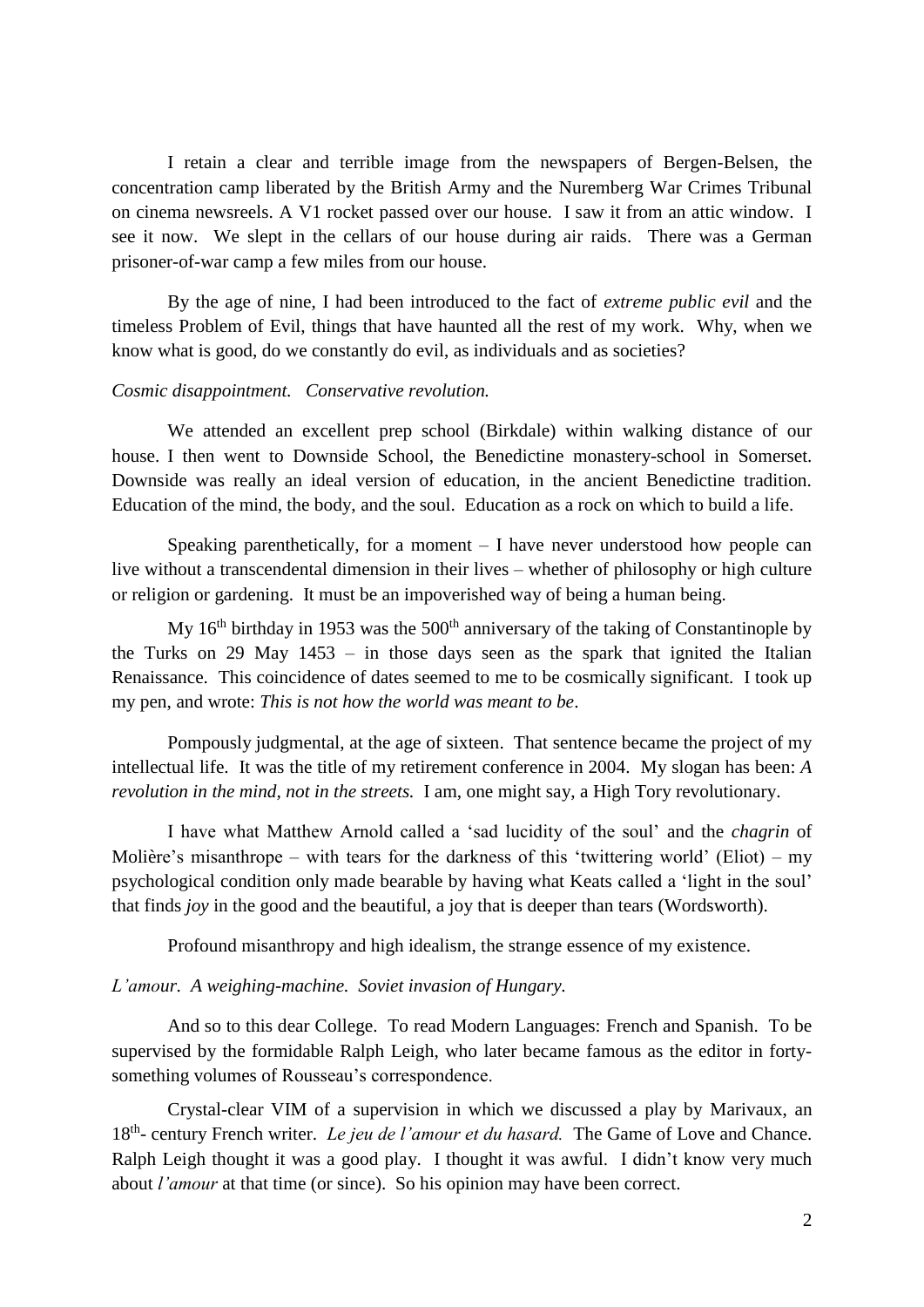I retain a clear and terrible image from the newspapers of Bergen-Belsen, the concentration camp liberated by the British Army and the Nuremberg War Crimes Tribunal on cinema newsreels. A V1 rocket passed over our house. I saw it from an attic window. I see it now. We slept in the cellars of our house during air raids. There was a German prisoner-of-war camp a few miles from our house.

By the age of nine, I had been introduced to the fact of *extreme public evil* and the timeless Problem of Evil, things that have haunted all the rest of my work. Why, when we know what is good, do we constantly do evil, as individuals and as societies?

*Cosmic disappointment. Conservative revolution.*

We attended an excellent prep school (Birkdale) within walking distance of our house. I then went to Downside School, the Benedictine monastery-school in Somerset. Downside was really an ideal version of education, in the ancient Benedictine tradition. Education of the mind, the body, and the soul. Education as a rock on which to build a life.

Speaking parenthetically, for a moment – I have never understood how people can live without a transcendental dimension in their lives – whether of philosophy or high culture or religion or gardening. It must be an impoverished way of being a human being.

My 16th birthday in 1953 was the 500th anniversary of the taking of Constantinople by the Turks on 29 May 1453 – in those days seen as the spark that ignited the Italian Renaissance. This coincidence of dates seemed to me to be cosmically significant. I took up my pen, and wrote: *This is not how the world was meant to be*.

Pompously judgmental, at the age of sixteen. That sentence became the project of my intellectual life. It was the title of my retirement conference in 2004. My slogan has been: *A revolution in the mind, not in the streets.* I am, one might say, a High Tory revolutionary.

I have what Matthew Arnold called a 'sad lucidity of the soul' and the *chagrin* of Molière's misanthrope – with tears for the darkness of this 'twittering world' (Eliot) – my psychological condition only made bearable by having what Keats called a 'light in the soul' that finds *joy* in the good and the beautiful, a joy that is deeper than tears (Wordsworth).

Profound misanthropy and high idealism, the strange essence of my existence.

*L'amour. A weighing-machine. Soviet invasion of Hungary.*

And so to this dear College. To read Modern Languages: French and Spanish. To be supervised by the formidable Ralph Leigh, who later became famous as the editor in forty-something volumes of Rousseau's correspondence.

Crystal-clear VIM of a supervision in which we discussed a play by Marivaux, an 18th- century French writer. *Le jeu de l'amour et du hasard.* The Game of Love and Chance. Ralph Leigh thought it was a good play. I thought it was awful. I didn't know very much about *l'amour* at that time (or since). So his opinion may have been correct.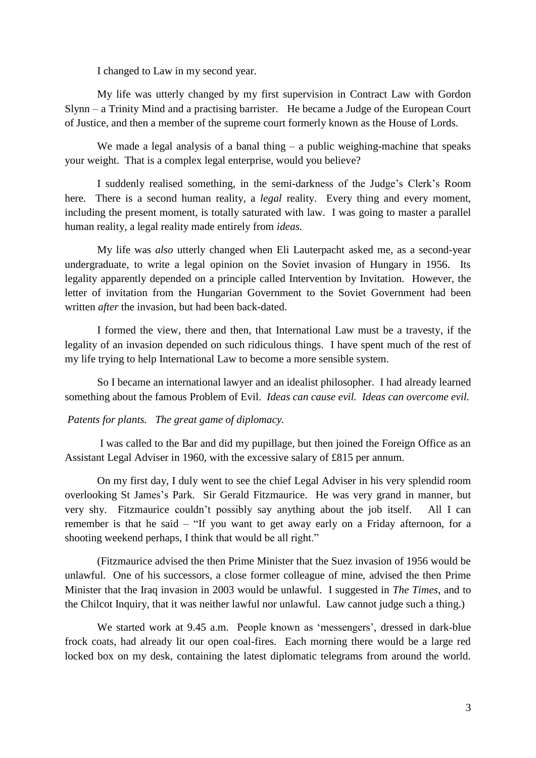I changed to Law in my second year.

My life was utterly changed by my first supervision in Contract Law with Gordon Slynn – a Trinity Mind and a practising barrister. He became a Judge of the European Court of Justice, and then a member of the supreme court formerly known as the House of Lords.

We made a legal analysis of a banal thing – a public weighing-machine that speaks your weight. That is a complex legal enterprise, would you believe?

I suddenly realised something, in the semi-darkness of the Judge's Clerk's Room here. There is a second human reality, a *legal* reality. Every thing and every moment, including the present moment, is totally saturated with law. I was going to master a parallel human reality, a legal reality made entirely from *ideas.*

My life was *also* utterly changed when Eli Lauterpacht asked me, as a second-year undergraduate, to write a legal opinion on the Soviet invasion of Hungary in 1956. Its legality apparently depended on a principle called Intervention by Invitation. However, the letter of invitation from the Hungarian Government to the Soviet Government had been written *after* the invasion, but had been back-dated.

I formed the view, there and then, that International Law must be a travesty, if the legality of an invasion depended on such ridiculous things. I have spent much of the rest of my life trying to help International Law to become a more sensible system.

So I became an international lawyer and an idealist philosopher. I had already learned something about the famous Problem of Evil. *Ideas can cause evil. Ideas can overcome evil.*

*Patents for plants. The great game of diplomacy.*

I was called to the Bar and did my pupillage, but then joined the Foreign Office as an Assistant Legal Adviser in 1960, with the excessive salary of £815 per annum.

On my first day, I duly went to see the chief Legal Adviser in his very splendid room overlooking St James's Park. Sir Gerald Fitzmaurice. He was very grand in manner, but very shy. Fitzmaurice couldn't possibly say anything about the job itself. All I can remember is that he said – "If you want to get away early on a Friday afternoon, for a shooting weekend perhaps, I think that would be all right."

(Fitzmaurice advised the then Prime Minister that the Suez invasion of 1956 would be unlawful. One of his successors, a close former colleague of mine, advised the then Prime Minister that the Iraq invasion in 2003 would be unlawful. I suggested in *The Times*, and to the Chilcot Inquiry, that it was neither lawful nor unlawful. Law cannot judge such a thing.)

We started work at 9.45 a.m. People known as 'messengers', dressed in dark-blue frock coats, had already lit our open coal-fires. Each morning there would be a large red locked box on my desk, containing the latest diplomatic telegrams from around the world.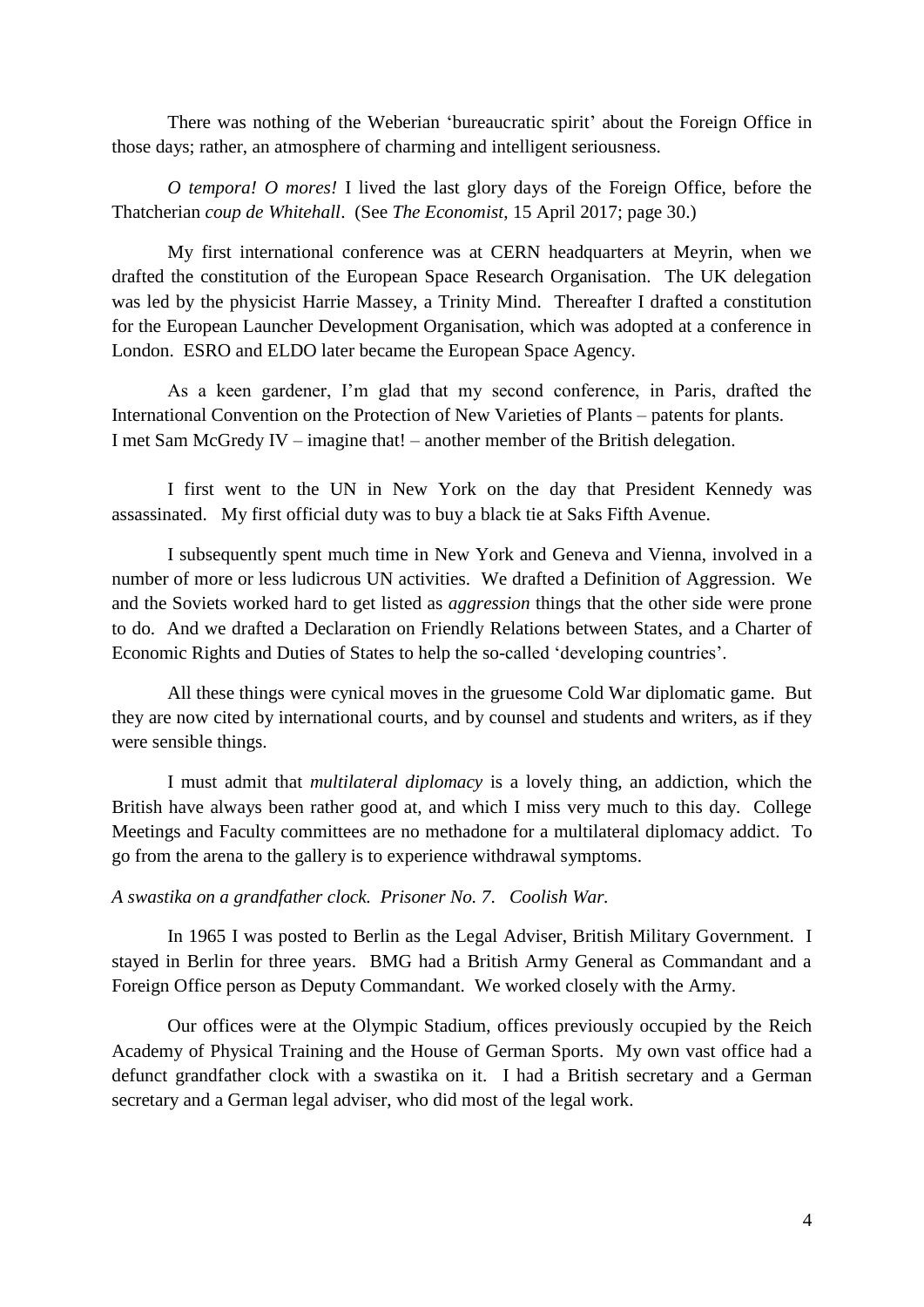There was nothing of the Weberian 'bureaucratic spirit' about the Foreign Office in those days; rather, an atmosphere of charming and intelligent seriousness.

*O tempora! O mores!* I lived the last glory days of the Foreign Office, before the Thatcherian *coup de Whitehall*. (See *The Economist*, 15 April 2017; page 30.)

My first international conference was at CERN headquarters at Meyrin, when we drafted the constitution of the European Space Research Organisation. The UK delegation was led by the physicist Harrie Massey, a Trinity Mind. Thereafter I drafted a constitution for the European Launcher Development Organisation, which was adopted at a conference in London. ESRO and ELDO later became the European Space Agency.

As a keen gardener, I'm glad that my second conference, in Paris, drafted the International Convention on the Protection of New Varieties of Plants – patents for plants. I met Sam McGredy IV – imagine that! – another member of the British delegation.

I first went to the UN in New York on the day that President Kennedy was assassinated. My first official duty was to buy a black tie at Saks Fifth Avenue.

I subsequently spent much time in New York and Geneva and Vienna, involved in a number of more or less ludicrous UN activities. We drafted a Definition of Aggression. We and the Soviets worked hard to get listed as *aggression* things that the other side were prone to do. And we drafted a Declaration on Friendly Relations between States, and a Charter of Economic Rights and Duties of States to help the so-called 'developing countries'.

All these things were cynical moves in the gruesome Cold War diplomatic game. But they are now cited by international courts, and by counsel and students and writers, as if they were sensible things.

I must admit that *multilateral diplomacy* is a lovely thing, an addiction, which the British have always been rather good at, and which I miss very much to this day. College Meetings and Faculty committees are no methadone for a multilateral diplomacy addict. To go from the arena to the gallery is to experience withdrawal symptoms.

*A swastika on a grandfather clock. Prisoner No. 7. Coolish War.*

In 1965 I was posted to Berlin as the Legal Adviser, British Military Government. I stayed in Berlin for three years. BMG had a British Army General as Commandant and a Foreign Office person as Deputy Commandant. We worked closely with the Army.

Our offices were at the Olympic Stadium, offices previously occupied by the Reich Academy of Physical Training and the House of German Sports. My own vast office had a defunct grandfather clock with a swastika on it. I had a British secretary and a German secretary and a German legal adviser, who did most of the legal work.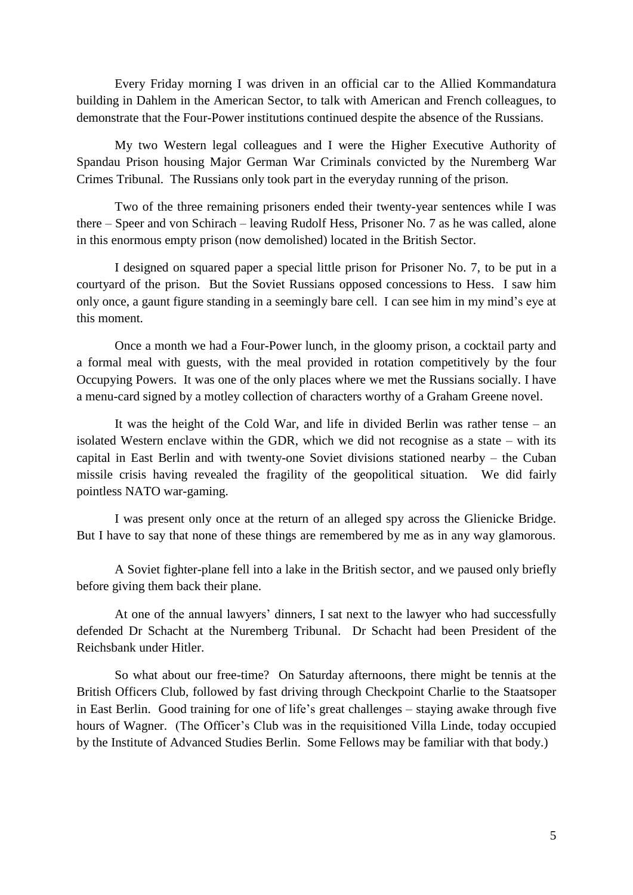Every Friday morning I was driven in an official car to the Allied Kommandatura building in Dahlem in the American Sector, to talk with American and French colleagues, to demonstrate that the Four-Power institutions continued despite the absence of the Russians.

My two Western legal colleagues and I were the Higher Executive Authority of Spandau Prison housing Major German War Criminals convicted by the Nuremberg War Crimes Tribunal. The Russians only took part in the everyday running of the prison.

Two of the three remaining prisoners ended their twenty-year sentences while I was there – Speer and von Schirach – leaving Rudolf Hess, Prisoner No. 7 as he was called, alone in this enormous empty prison (now demolished) located in the British Sector.

I designed on squared paper a special little prison for Prisoner No. 7, to be put in a courtyard of the prison. But the Soviet Russians opposed concessions to Hess. I saw him only once, a gaunt figure standing in a seemingly bare cell. I can see him in my mind's eye at this moment.

Once a month we had a Four-Power lunch, in the gloomy prison, a cocktail party and a formal meal with guests, with the meal provided in rotation competitively by the four Occupying Powers. It was one of the only places where we met the Russians socially. I have a menu-card signed by a motley collection of characters worthy of a Graham Greene novel.

It was the height of the Cold War, and life in divided Berlin was rather tense – an isolated Western enclave within the GDR, which we did not recognise as a state – with its capital in East Berlin and with twenty-one Soviet divisions stationed nearby – the Cuban missile crisis having revealed the fragility of the geopolitical situation. We did fairly pointless NATO war-gaming.

I was present only once at the return of an alleged spy across the Glienicke Bridge. But I have to say that none of these things are remembered by me as in any way glamorous.

A Soviet fighter-plane fell into a lake in the British sector, and we paused only briefly before giving them back their plane.

At one of the annual lawyers' dinners, I sat next to the lawyer who had successfully defended Dr Schacht at the Nuremberg Tribunal. Dr Schacht had been President of the Reichsbank under Hitler.

So what about our free-time? On Saturday afternoons, there might be tennis at the British Officers Club, followed by fast driving through Checkpoint Charlie to the Staatsoper in East Berlin. Good training for one of life's great challenges – staying awake through five hours of Wagner. (The Officer's Club was in the requisitioned Villa Linde, today occupied by the Institute of Advanced Studies Berlin. Some Fellows may be familiar with that body.)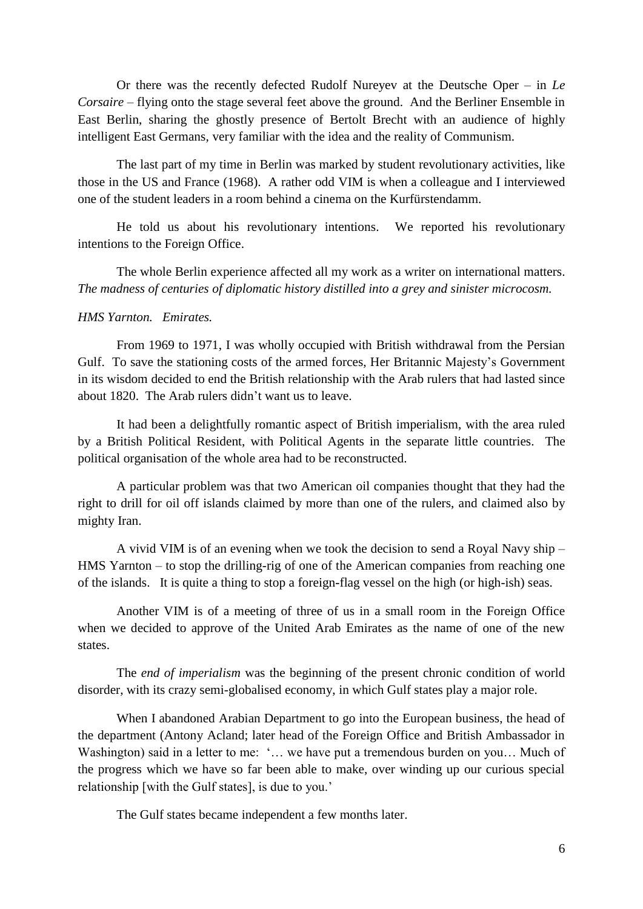Or there was the recently defected Rudolf Nureyev at the Deutsche Oper – in *Le Corsaire* – flying onto the stage several feet above the ground. And the Berliner Ensemble in East Berlin, sharing the ghostly presence of Bertolt Brecht with an audience of highly intelligent East Germans, very familiar with the idea and the reality of Communism.

The last part of my time in Berlin was marked by student revolutionary activities, like those in the US and France (1968). A rather odd VIM is when a colleague and I interviewed one of the student leaders in a room behind a cinema on the Kurfürstendamm.

He told us about his revolutionary intentions. We reported his revolutionary intentions to the Foreign Office.

The whole Berlin experience affected all my work as a writer on international matters. *The madness of centuries of diplomatic history distilled into a grey and sinister microcosm.*

*HMS Yarnton. Emirates.*

From 1969 to 1971, I was wholly occupied with British withdrawal from the Persian Gulf. To save the stationing costs of the armed forces, Her Britannic Majesty's Government in its wisdom decided to end the British relationship with the Arab rulers that had lasted since about 1820. The Arab rulers didn't want us to leave.

It had been a delightfully romantic aspect of British imperialism, with the area ruled by a British Political Resident, with Political Agents in the separate little countries. The political organisation of the whole area had to be reconstructed.

A particular problem was that two American oil companies thought that they had the right to drill for oil off islands claimed by more than one of the rulers, and claimed also by mighty Iran.

A vivid VIM is of an evening when we took the decision to send a Royal Navy ship – HMS Yarnton – to stop the drilling-rig of one of the American companies from reaching one of the islands. It is quite a thing to stop a foreign-flag vessel on the high (or high-ish) seas.

Another VIM is of a meeting of three of us in a small room in the Foreign Office when we decided to approve of the United Arab Emirates as the name of one of the new states.

The *end of imperialism* was the beginning of the present chronic condition of world disorder, with its crazy semi-globalised economy, in which Gulf states play a major role.

When I abandoned Arabian Department to go into the European business, the head of the department (Antony Acland; later head of the Foreign Office and British Ambassador in Washington) said in a letter to me: '… we have put a tremendous burden on you… Much of the progress which we have so far been able to make, over winding up our curious special relationship [with the Gulf states], is due to you.'

The Gulf states became independent a few months later.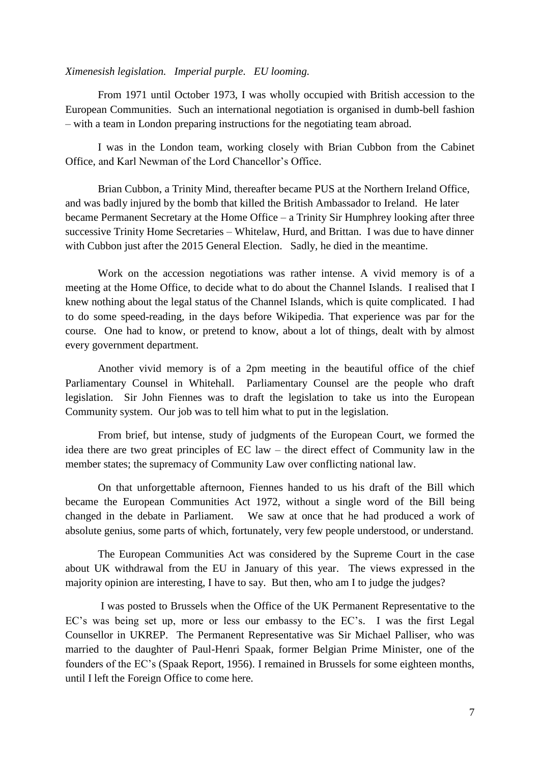*Ximenesish legislation. Imperial purple. EU looming.*

From 1971 until October 1973, I was wholly occupied with British accession to the European Communities. Such an international negotiation is organised in dumb-bell fashion – with a team in London preparing instructions for the negotiating team abroad.

I was in the London team, working closely with Brian Cubbon from the Cabinet Office, and Karl Newman of the Lord Chancellor's Office.

Brian Cubbon, a Trinity Mind, thereafter became PUS at the Northern Ireland Office, and was badly injured by the bomb that killed the British Ambassador to Ireland. He later became Permanent Secretary at the Home Office – a Trinity Sir Humphrey looking after three successive Trinity Home Secretaries – Whitelaw, Hurd, and Brittan. I was due to have dinner with Cubbon just after the 2015 General Election. Sadly, he died in the meantime.

Work on the accession negotiations was rather intense. A vivid memory is of a meeting at the Home Office, to decide what to do about the Channel Islands. I realised that I knew nothing about the legal status of the Channel Islands, which is quite complicated. I had to do some speed-reading, in the days before Wikipedia. That experience was par for the course. One had to know, or pretend to know, about a lot of things, dealt with by almost every government department.

Another vivid memory is of a 2pm meeting in the beautiful office of the chief Parliamentary Counsel in Whitehall. Parliamentary Counsel are the people who draft legislation. Sir John Fiennes was to draft the legislation to take us into the European Community system. Our job was to tell him what to put in the legislation.

From brief, but intense, study of judgments of the European Court, we formed the idea there are two great principles of EC law – the direct effect of Community law in the member states; the supremacy of Community Law over conflicting national law.

On that unforgettable afternoon, Fiennes handed to us his draft of the Bill which became the European Communities Act 1972, without a single word of the Bill being changed in the debate in Parliament. We saw at once that he had produced a work of absolute genius, some parts of which, fortunately, very few people understood, or understand.

The European Communities Act was considered by the Supreme Court in the case about UK withdrawal from the EU in January of this year. The views expressed in the majority opinion are interesting, I have to say. But then, who am I to judge the judges?

I was posted to Brussels when the Office of the UK Permanent Representative to the EC's was being set up, more or less our embassy to the EC's. I was the first Legal Counsellor in UKREP. The Permanent Representative was Sir Michael Palliser, who was married to the daughter of Paul-Henri Spaak, former Belgian Prime Minister, one of the founders of the EC's (Spaak Report, 1956). I remained in Brussels for some eighteen months, until I left the Foreign Office to come here.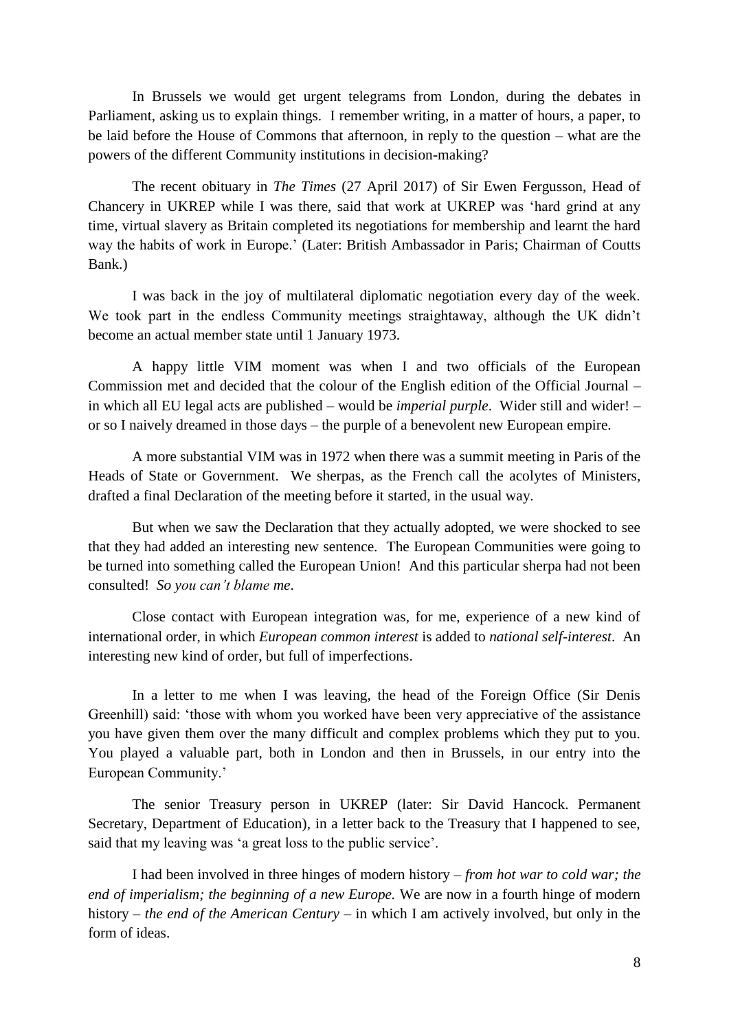In Brussels we would get urgent telegrams from London, during the debates in Parliament, asking us to explain things. I remember writing, in a matter of hours, a paper, to be laid before the House of Commons that afternoon, in reply to the question – what are the powers of the different Community institutions in decision-making?

The recent obituary in *The Times* (27 April 2017) of Sir Ewen Fergusson, Head of Chancery in UKREP while I was there, said that work at UKREP was 'hard grind at any time, virtual slavery as Britain completed its negotiations for membership and learnt the hard way the habits of work in Europe.' (Later: British Ambassador in Paris; Chairman of Coutts Bank.)

I was back in the joy of multilateral diplomatic negotiation every day of the week. We took part in the endless Community meetings straightaway, although the UK didn't become an actual member state until 1 January 1973.

A happy little VIM moment was when I and two officials of the European Commission met and decided that the colour of the English edition of the Official Journal – in which all EU legal acts are published – would be *imperial purple*. Wider still and wider! – or so I naively dreamed in those days – the purple of a benevolent new European empire.

A more substantial VIM was in 1972 when there was a summit meeting in Paris of the Heads of State or Government. We sherpas, as the French call the acolytes of Ministers, drafted a final Declaration of the meeting before it started, in the usual way.

But when we saw the Declaration that they actually adopted, we were shocked to see that they had added an interesting new sentence. The European Communities were going to be turned into something called the European Union! And this particular sherpa had not been consulted! *So you can't blame me*.

Close contact with European integration was, for me, experience of a new kind of international order, in which *European common interest* is added to *national self-interest*. An interesting new kind of order, but full of imperfections.

In a letter to me when I was leaving, the head of the Foreign Office (Sir Denis Greenhill) said: 'those with whom you worked have been very appreciative of the assistance you have given them over the many difficult and complex problems which they put to you. You played a valuable part, both in London and then in Brussels, in our entry into the European Community.'

The senior Treasury person in UKREP (later: Sir David Hancock. Permanent Secretary, Department of Education), in a letter back to the Treasury that I happened to see, said that my leaving was 'a great loss to the public service'.

I had been involved in three hinges of modern history – *from hot war to cold war; the end of imperialism; the beginning of a new Europe.* We are now in a fourth hinge of modern history – *the end of the American Century* – in which I am actively involved, but only in the form of ideas.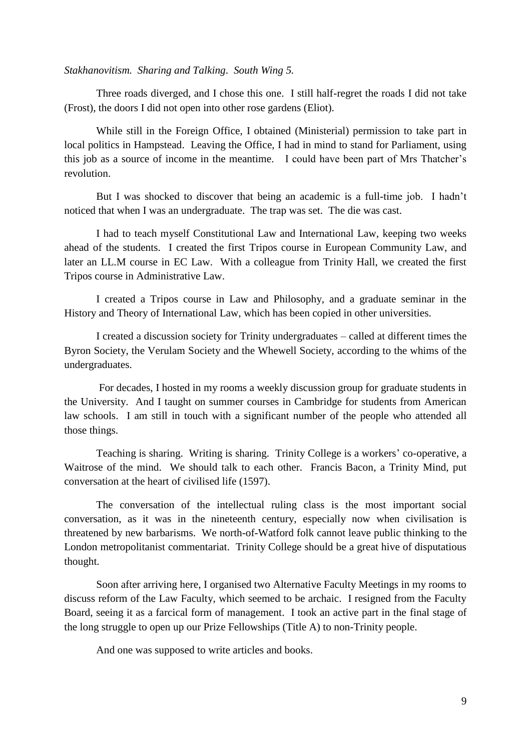*Stakhanovitism. Sharing and Talking. South Wing 5.*

Three roads diverged, and I chose this one. I still half-regret the roads I did not take (Frost), the doors I did not open into other rose gardens (Eliot).

While still in the Foreign Office, I obtained (Ministerial) permission to take part in local politics in Hampstead. Leaving the Office, I had in mind to stand for Parliament, using this job as a source of income in the meantime. I could have been part of Mrs Thatcher's revolution.

But I was shocked to discover that being an academic is a full-time job. I hadn't noticed that when I was an undergraduate. The trap was set. The die was cast.

I had to teach myself Constitutional Law and International Law, keeping two weeks ahead of the students. I created the first Tripos course in European Community Law, and later an LL.M course in EC Law. With a colleague from Trinity Hall, we created the first Tripos course in Administrative Law.

I created a Tripos course in Law and Philosophy, and a graduate seminar in the History and Theory of International Law, which has been copied in other universities.

I created a discussion society for Trinity undergraduates – called at different times the Byron Society, the Verulam Society and the Whewell Society, according to the whims of the undergraduates.

For decades, I hosted in my rooms a weekly discussion group for graduate students in the University. And I taught on summer courses in Cambridge for students from American law schools. I am still in touch with a significant number of the people who attended all those things.

Teaching is sharing. Writing is sharing. Trinity College is a workers' co-operative, a Waitrose of the mind. We should talk to each other. Francis Bacon, a Trinity Mind, put conversation at the heart of civilised life (1597).

The conversation of the intellectual ruling class is the most important social conversation, as it was in the nineteenth century, especially now when civilisation is threatened by new barbarisms. We north-of-Watford folk cannot leave public thinking to the London metropolitanist commentariat. Trinity College should be a great hive of disputatious thought.

Soon after arriving here, I organised two Alternative Faculty Meetings in my rooms to discuss reform of the Law Faculty, which seemed to be archaic. I resigned from the Faculty Board, seeing it as a farcical form of management. I took an active part in the final stage of the long struggle to open up our Prize Fellowships (Title A) to non-Trinity people.

And one was supposed to write articles and books.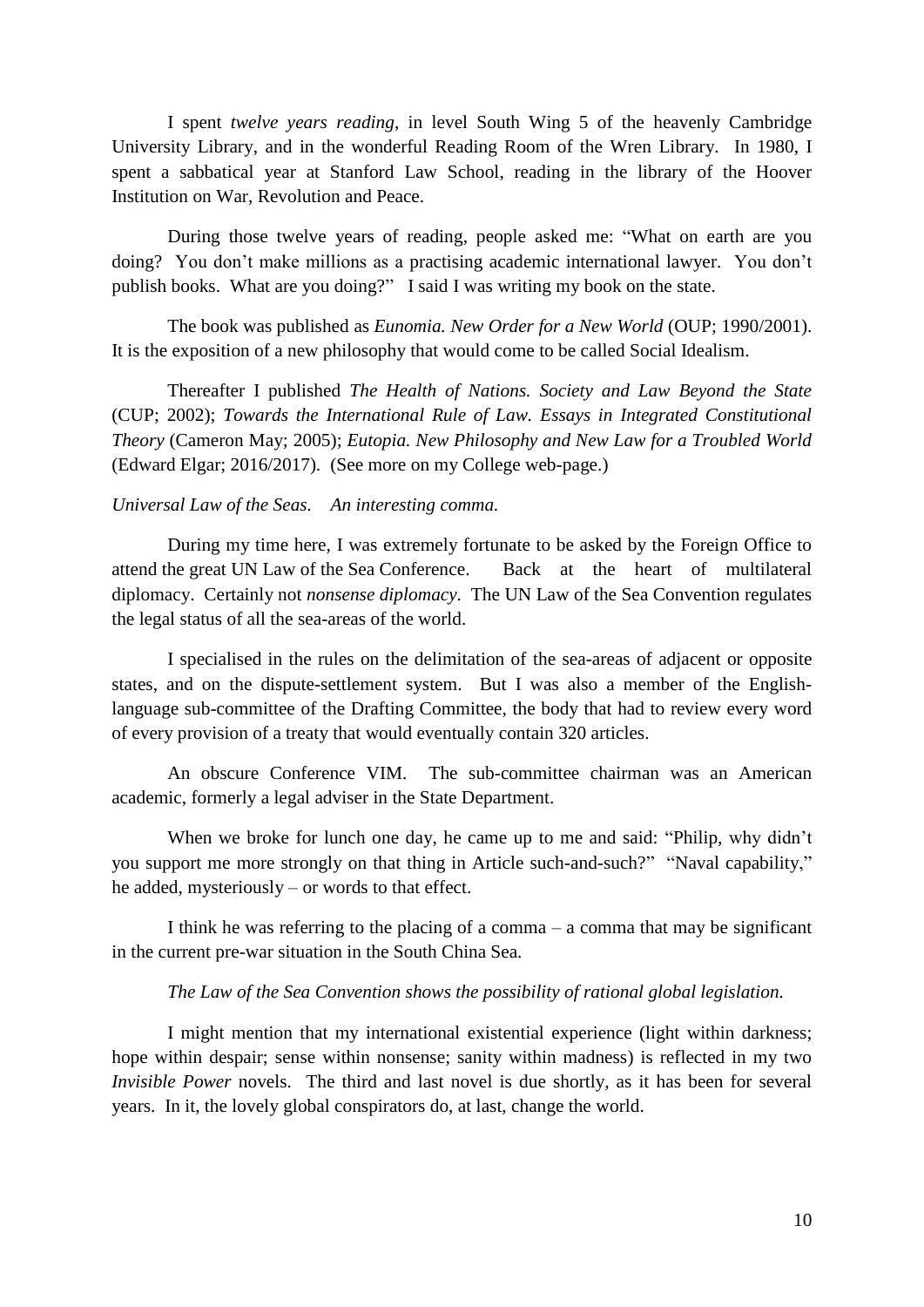I spent *twelve years reading*, in level South Wing 5 of the heavenly Cambridge University Library, and in the wonderful Reading Room of the Wren Library. In 1980, I spent a sabbatical year at Stanford Law School, reading in the library of the Hoover Institution on War, Revolution and Peace.

During those twelve years of reading, people asked me: "What on earth are you doing? You don't make millions as a practising academic international lawyer. You don't publish books. What are you doing?" I said I was writing my book on the state.

The book was published as *Eunomia. New Order for a New World* (OUP; 1990/2001). It is the exposition of a new philosophy that would come to be called Social Idealism.

Thereafter I published *The Health of Nations. Society and Law Beyond the State* (CUP; 2002); *Towards the International Rule of Law. Essays in Integrated Constitutional Theory* (Cameron May; 2005); *Eutopia. New Philosophy and New Law for a Troubled World* (Edward Elgar; 2016/2017). (See more on my College web-page.)

*Universal Law of the Seas. An interesting comma.*

During my time here, I was extremely fortunate to be asked by the Foreign Office to attend the great UN Law of the Sea Conference. Back at the heart of multilateral diplomacy. Certainly not *nonsense diplomacy*. The UN Law of the Sea Convention regulates the legal status of all the sea-areas of the world.

I specialised in the rules on the delimitation of the sea-areas of adjacent or opposite states, and on the dispute-settlement system. But I was also a member of the English-language sub-committee of the Drafting Committee, the body that had to review every word of every provision of a treaty that would eventually contain 320 articles.

An obscure Conference VIM. The sub-committee chairman was an American academic, formerly a legal adviser in the State Department.

When we broke for lunch one day, he came up to me and said: "Philip, why didn't you support me more strongly on that thing in Article such-and-such?" "Naval capability," he added, mysteriously – or words to that effect.

I think he was referring to the placing of a comma – a comma that may be significant in the current pre-war situation in the South China Sea.

*The Law of the Sea Convention shows the possibility of rational global legislation.*

I might mention that my international existential experience (light within darkness; hope within despair; sense within nonsense; sanity within madness) is reflected in my two *Invisible Power* novels. The third and last novel is due shortly, as it has been for several years. In it, the lovely global conspirators do, at last, change the world.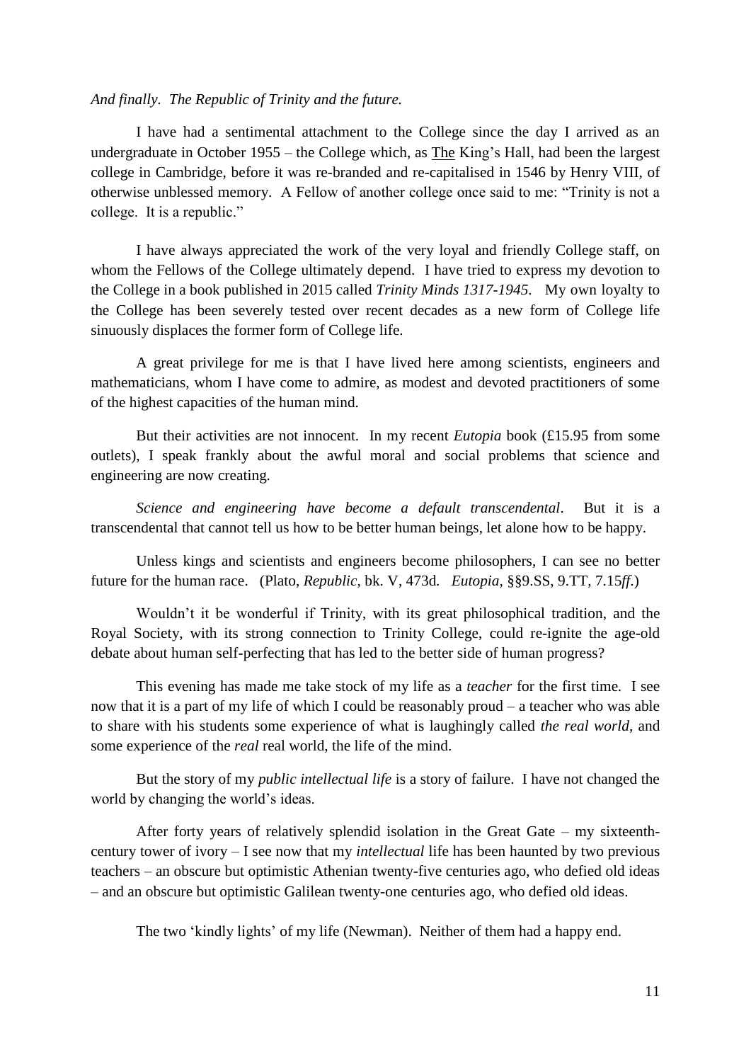*And finally. The Republic of Trinity and the future.*

I have had a sentimental attachment to the College since the day I arrived as an undergraduate in October 1955 – the College which, as The King's Hall, had been the largest college in Cambridge, before it was re-branded and re-capitalised in 1546 by Henry VIII, of otherwise unblessed memory. A Fellow of another college once said to me: "Trinity is not a college. It is a republic."

I have always appreciated the work of the very loyal and friendly College staff, on whom the Fellows of the College ultimately depend. I have tried to express my devotion to the College in a book published in 2015 called *Trinity Minds 1317-1945*. My own loyalty to the College has been severely tested over recent decades as a new form of College life sinuously displaces the former form of College life.

A great privilege for me is that I have lived here among scientists, engineers and mathematicians, whom I have come to admire, as modest and devoted practitioners of some of the highest capacities of the human mind.

But their activities are not innocent. In my recent *Eutopia* book (£15.95 from some outlets), I speak frankly about the awful moral and social problems that science and engineering are now creating.

*Science and engineering have become a default transcendental*. But it is a transcendental that cannot tell us how to be better human beings, let alone how to be happy.

Unless kings and scientists and engineers become philosophers, I can see no better future for the human race. (Plato, *Republic*, bk. V, 473d. *Eutopia*, §§9.SS, 9.TT, 7.15*ff*.)

Wouldn't it be wonderful if Trinity, with its great philosophical tradition, and the Royal Society, with its strong connection to Trinity College, could re-ignite the age-old debate about human self-perfecting that has led to the better side of human progress?

This evening has made me take stock of my life as a *teacher* for the first time. I see now that it is a part of my life of which I could be reasonably proud – a teacher who was able to share with his students some experience of what is laughingly called *the real world*, and some experience of the *real* real world, the life of the mind.

But the story of my *public intellectual life* is a story of failure. I have not changed the world by changing the world's ideas.

After forty years of relatively splendid isolation in the Great Gate – my sixteenth-century tower of ivory – I see now that my *intellectual* life has been haunted by two previous teachers – an obscure but optimistic Athenian twenty-five centuries ago, who defied old ideas – and an obscure but optimistic Galilean twenty-one centuries ago, who defied old ideas.

The two 'kindly lights' of my life (Newman). Neither of them had a happy end.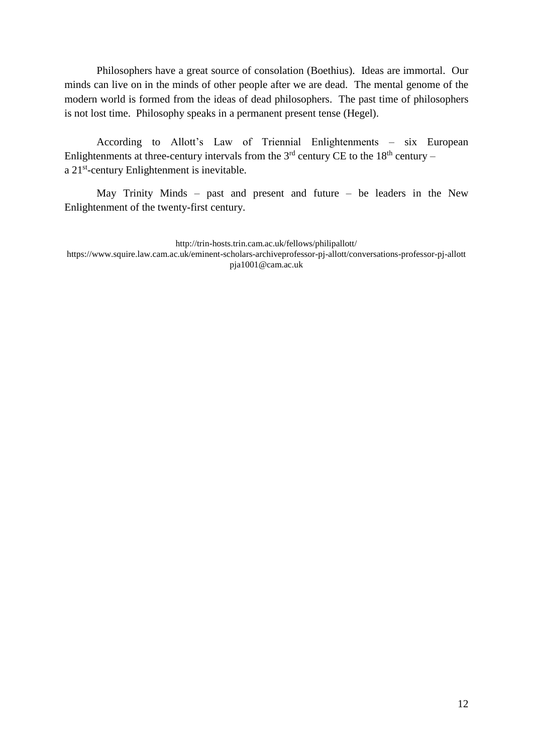Philosophers have a great source of consolation (Boethius). Ideas are immortal. Our minds can live on in the minds of other people after we are dead. The mental genome of the modern world is formed from the ideas of dead philosophers. The past time of philosophers is not lost time. Philosophy speaks in a permanent present tense (Hegel).

According to Allott's Law of Triennial Enlightenments – six European Enlightenments at three-century intervals from the 3rd century CE to the 18th century – a 21st-century Enlightenment is inevitable.

May Trinity Minds – past and present and future – be leaders in the New Enlightenment of the twenty-first century.

http://trin-hosts.trin.cam.ac.uk/fellows/philipallott/
https://www.squire.law.cam.ac.uk/eminent-scholars-archiveprofessor-pj-allott/conversations-professor-pj-allott
pja1001@cam.ac.uk